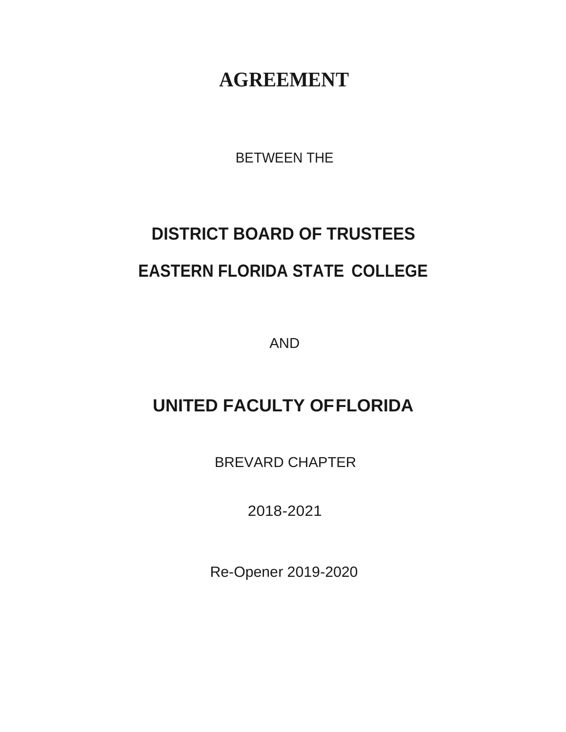# AGREEMENT

BETWEEN THE

## DISTRICT BOARD OF TRUSTEES

## EASTERN FLORIDA STATE COLLEGE

AND

## UNITED FACULTY OF FLORIDA

BREVARD CHAPTER

2018-2021

Re-Opener 2019-2020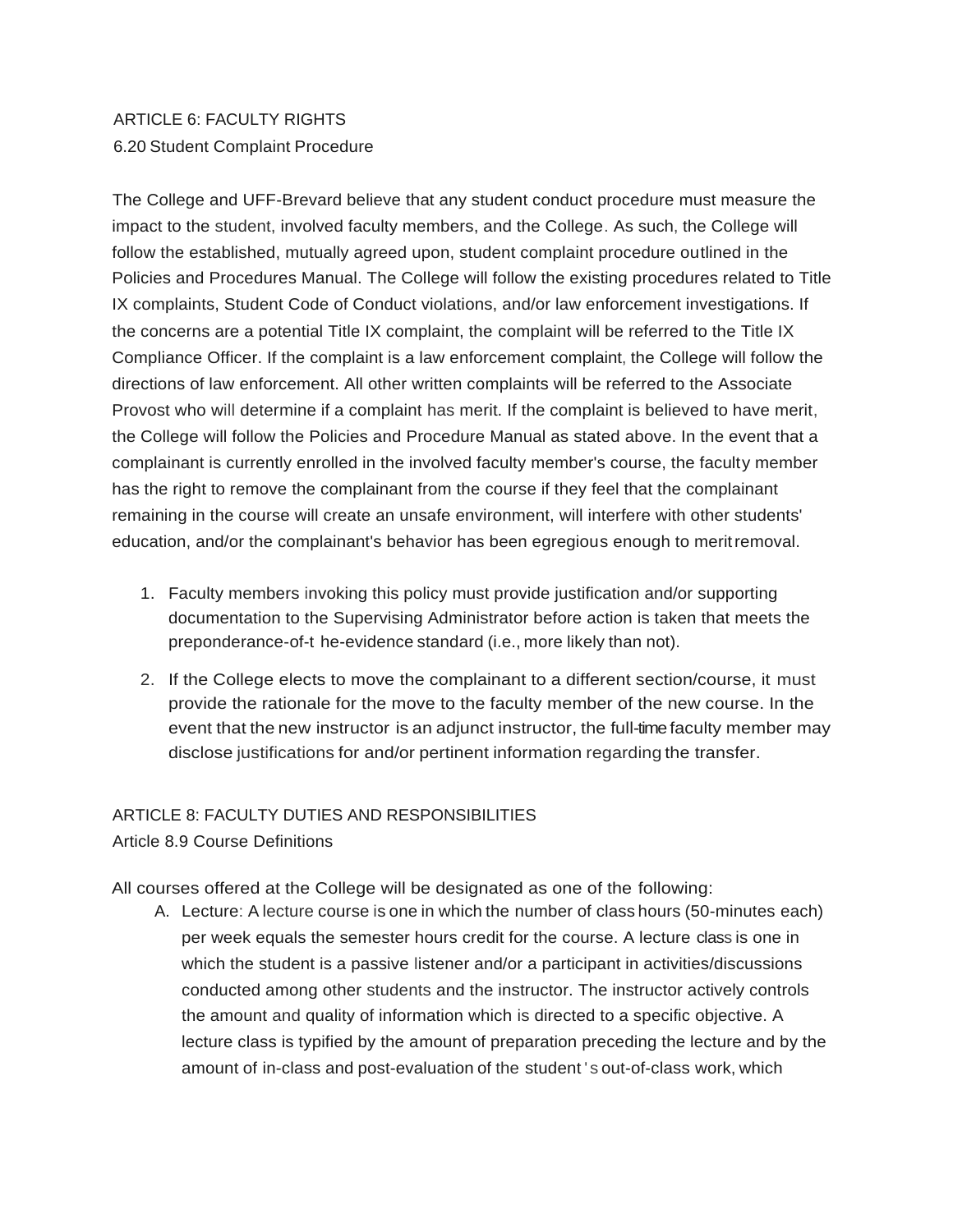ARTICLE 6: FACULTY RIGHTS

6.20 Student Complaint Procedure

The College and UFF-Brevard believe that any student conduct procedure must measure the impact to the student, involved faculty members, and the College. As such, the College will follow the established, mutually agreed upon, student complaint procedure outlined in the Policies and Procedures Manual. The College will follow the existing procedures related to Title IX complaints, Student Code of Conduct violations, and/or law enforcement investigations. If the concerns are a potential Title IX complaint, the complaint will be referred to the Title IX Compliance Officer. If the complaint is a law enforcement complaint, the College will follow the directions of law enforcement. All other written complaints will be referred to the Associate Provost who will determine if a complaint has merit. If the complaint is believed to have merit, the College will follow the Policies and Procedure Manual as stated above. In the event that a complainant is currently enrolled in the involved faculty member's course, the faculty member has the right to remove the complainant from the course if they feel that the complainant remaining in the course will create an unsafe environment, will interfere with other students' education, and/or the complainant's behavior has been egregious enough to merit removal.

1. Faculty members invoking this policy must provide justification and/or supporting documentation to the Supervising Administrator before action is taken that meets the preponderance-of-the-evidence standard (i.e., more likely than not).
2. If the College elects to move the complainant to a different section/course, it must provide the rationale for the move to the faculty member of the new course. In the event that the new instructor is an adjunct instructor, the full-time faculty member may disclose justifications for and/or pertinent information regarding the transfer.

ARTICLE 8: FACULTY DUTIES AND RESPONSIBILITIES

Article 8.9 Course Definitions

All courses offered at the College will be designated as one of the following:

A. Lecture: A lecture course is one in which the number of class hours (50-minutes each) per week equals the semester hours credit for the course. A lecture class is one in which the student is a passive listener and/or a participant in activities/discussions conducted among other students and the instructor. The instructor actively controls the amount and quality of information which is directed to a specific objective. A lecture class is typified by the amount of preparation preceding the lecture and by the amount of in-class and post-evaluation of the student's out-of-class work, which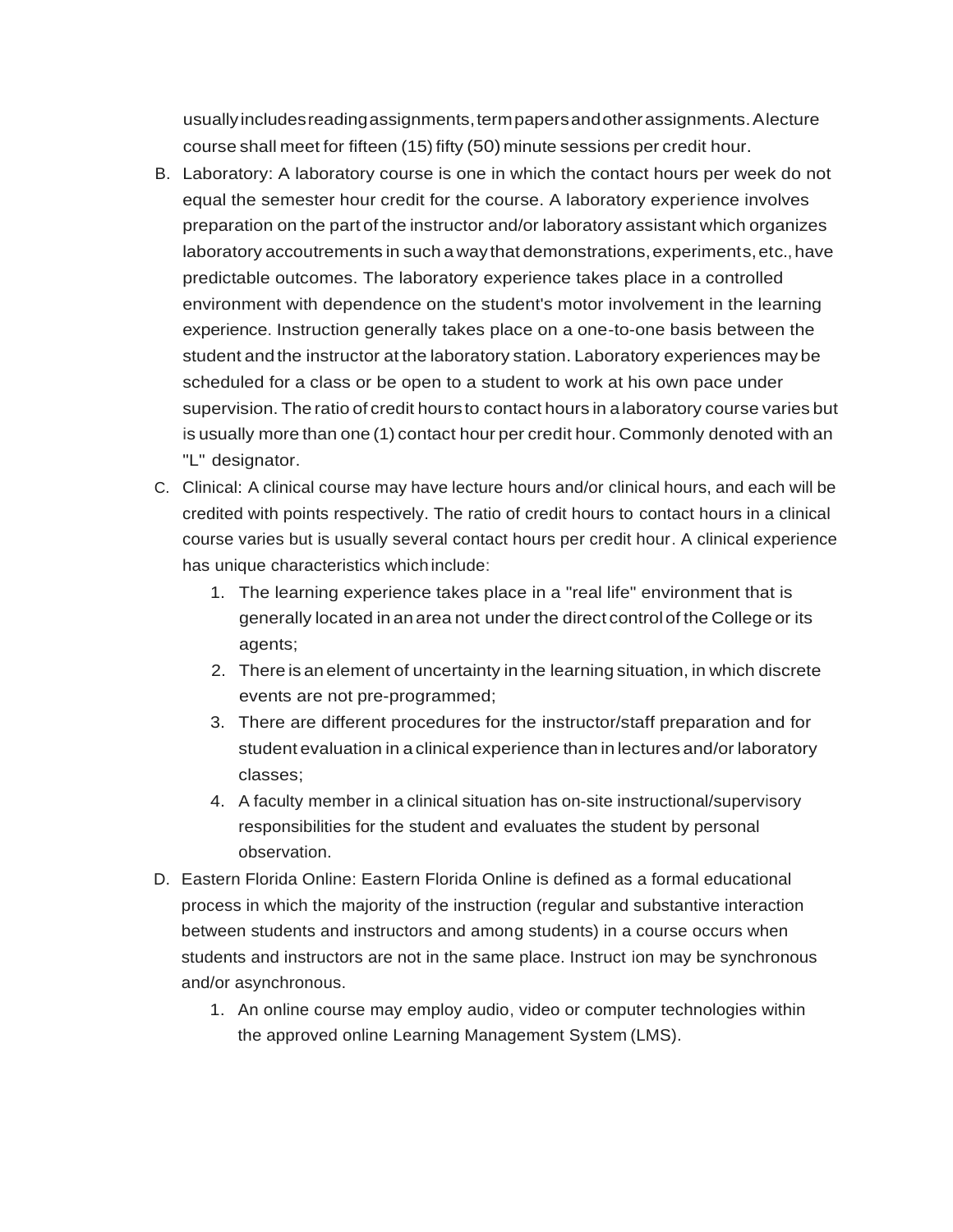usually includes reading assignments, term papers and other assignments. A lecture course shall meet for fifteen (15) fifty (50) minute sessions per credit hour.

B. Laboratory: A laboratory course is one in which the contact hours per week do not equal the semester hour credit for the course. A laboratory experience involves preparation on the part of the instructor and/or laboratory assistant which organizes laboratory accoutrements in such a way that demonstrations, experiments, etc., have predictable outcomes. The laboratory experience takes place in a controlled environment with dependence on the student's motor involvement in the learning experience. Instruction generally takes place on a one-to-one basis between the student and the instructor at the laboratory station. Laboratory experiences may be scheduled for a class or be open to a student to work at his own pace under supervision. The ratio of credit hours to contact hours in a laboratory course varies but is usually more than one (1) contact hour per credit hour. Commonly denoted with an "L" designator.

C. Clinical: A clinical course may have lecture hours and/or clinical hours, and each will be credited with points respectively. The ratio of credit hours to contact hours in a clinical course varies but is usually several contact hours per credit hour. A clinical experience has unique characteristics which include:
   1. The learning experience takes place in a "real life" environment that is generally located in an area not under the direct control of the College or its agents;
   2. There is an element of uncertainty in the learning situation, in which discrete events are not pre-programmed;
   3. There are different procedures for the instructor/staff preparation and for student evaluation in a clinical experience than in lectures and/or laboratory classes;
   4. A faculty member in a clinical situation has on-site instructional/supervisory responsibilities for the student and evaluates the student by personal observation.

D. Eastern Florida Online: Eastern Florida Online is defined as a formal educational process in which the majority of the instruction (regular and substantive interaction between students and instructors and among students) in a course occurs when students and instructors are not in the same place. Instruction may be synchronous and/or asynchronous.
   1. An online course may employ audio, video or computer technologies within the approved online Learning Management System (LMS).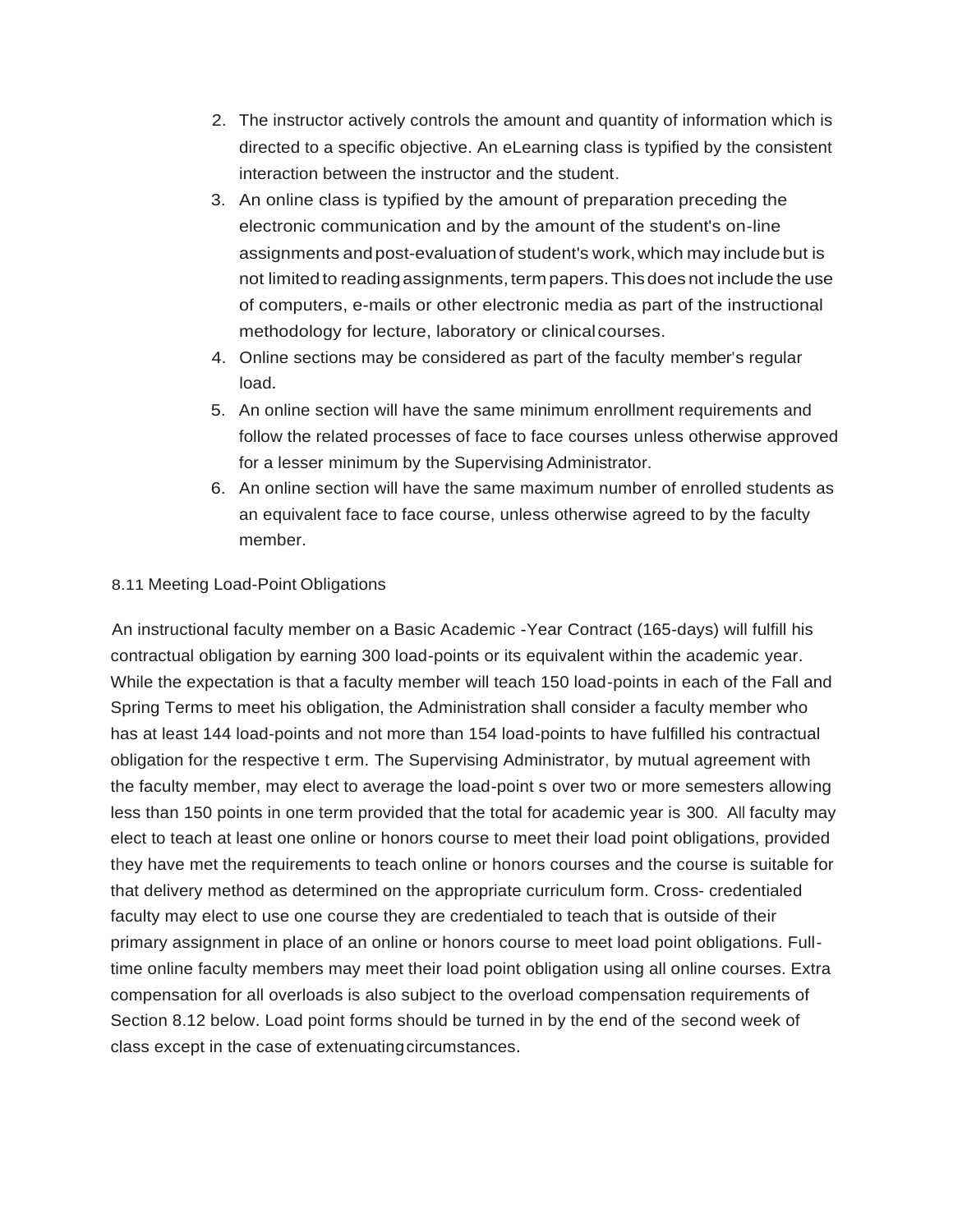2. The instructor actively controls the amount and quantity of information which is directed to a specific objective. An eLearning class is typified by the consistent interaction between the instructor and the student.
3. An online class is typified by the amount of preparation preceding the electronic communication and by the amount of the student's on-line assignments and post-evaluation of student's work, which may include but is not limited to reading assignments, term papers. This does not include the use of computers, e-mails or other electronic media as part of the instructional methodology for lecture, laboratory or clinical courses.
4. Online sections may be considered as part of the faculty member's regular load.
5. An online section will have the same minimum enrollment requirements and follow the related processes of face to face courses unless otherwise approved for a lesser minimum by the Supervising Administrator.
6. An online section will have the same maximum number of enrolled students as an equivalent face to face course, unless otherwise agreed to by the faculty member.

### 8.11 Meeting Load-Point Obligations

An instructional faculty member on a Basic Academic -Year Contract (165-days) will fulfill his contractual obligation by earning 300 load-points or its equivalent within the academic year. While the expectation is that a faculty member will teach 150 load-points in each of the Fall and Spring Terms to meet his obligation, the Administration shall consider a faculty member who has at least 144 load-points and not more than 154 load-points to have fulfilled his contractual obligation for the respective t erm. The Supervising Administrator, by mutual agreement with the faculty member, may elect to average the load-point s over two or more semesters allowing less than 150 points in one term provided that the total for academic year is 300. All faculty may elect to teach at least one online or honors course to meet their load point obligations, provided they have met the requirements to teach online or honors courses and the course is suitable for that delivery method as determined on the appropriate curriculum form. Cross- credentialed faculty may elect to use one course they are credentialed to teach that is outside of their primary assignment in place of an online or honors course to meet load point obligations. Full-time online faculty members may meet their load point obligation using all online courses. Extra compensation for all overloads is also subject to the overload compensation requirements of Section 8.12 below. Load point forms should be turned in by the end of the second week of class except in the case of extenuating circumstances.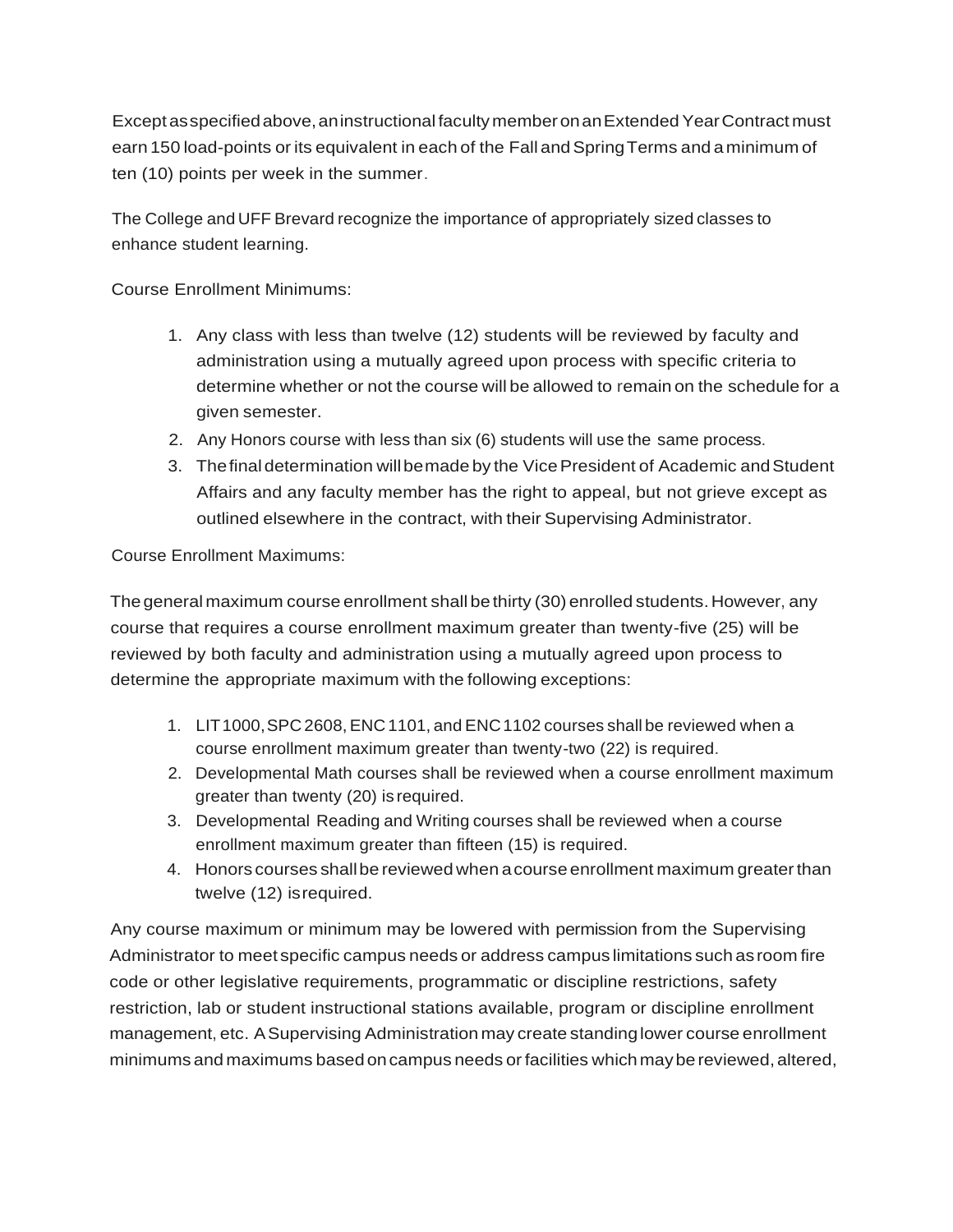Except as specified above, an instructional faculty member on an Extended Year Contract must earn 150 load-points or its equivalent in each of the Fall and Spring Terms and a minimum of ten (10) points per week in the summer.

The College and UFF Brevard recognize the importance of appropriately sized classes to enhance student learning.

Course Enrollment Minimums:

1. Any class with less than twelve (12) students will be reviewed by faculty and administration using a mutually agreed upon process with specific criteria to determine whether or not the course will be allowed to remain on the schedule for a given semester.
2. Any Honors course with less than six (6) students will use the same process.
3. The final determination will be made by the Vice President of Academic and Student Affairs and any faculty member has the right to appeal, but not grieve except as outlined elsewhere in the contract, with their Supervising Administrator.

Course Enrollment Maximums:

The general maximum course enrollment shall be thirty (30) enrolled students. However, any course that requires a course enrollment maximum greater than twenty-five (25) will be reviewed by both faculty and administration using a mutually agreed upon process to determine the appropriate maximum with the following exceptions:

1. LIT 1000, SPC 2608, ENC 1101, and ENC 1102 courses shall be reviewed when a course enrollment maximum greater than twenty-two (22) is required.
2. Developmental Math courses shall be reviewed when a course enrollment maximum greater than twenty (20) is required.
3. Developmental Reading and Writing courses shall be reviewed when a course enrollment maximum greater than fifteen (15) is required.
4. Honors courses shall be reviewed when a course enrollment maximum greater than twelve (12) is required.

Any course maximum or minimum may be lowered with permission from the Supervising Administrator to meet specific campus needs or address campus limitations such as room fire code or other legislative requirements, programmatic or discipline restrictions, safety restriction, lab or student instructional stations available, program or discipline enrollment management, etc. A Supervising Administration may create standing lower course enrollment minimums and maximums based on campus needs or facilities which may be reviewed, altered,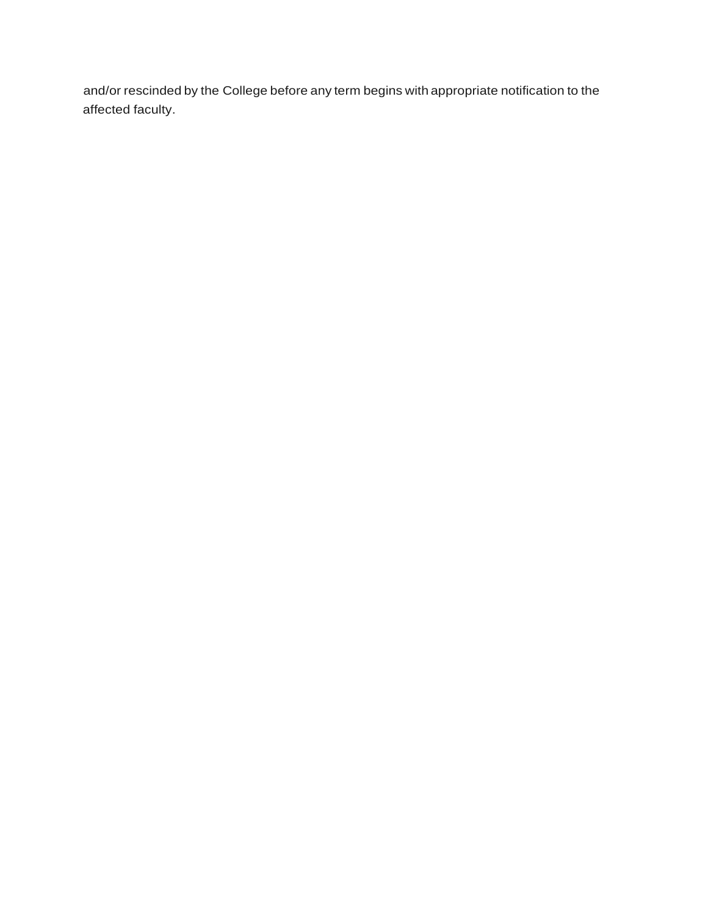and/or rescinded by the College before any term begins with appropriate notification to the affected faculty.